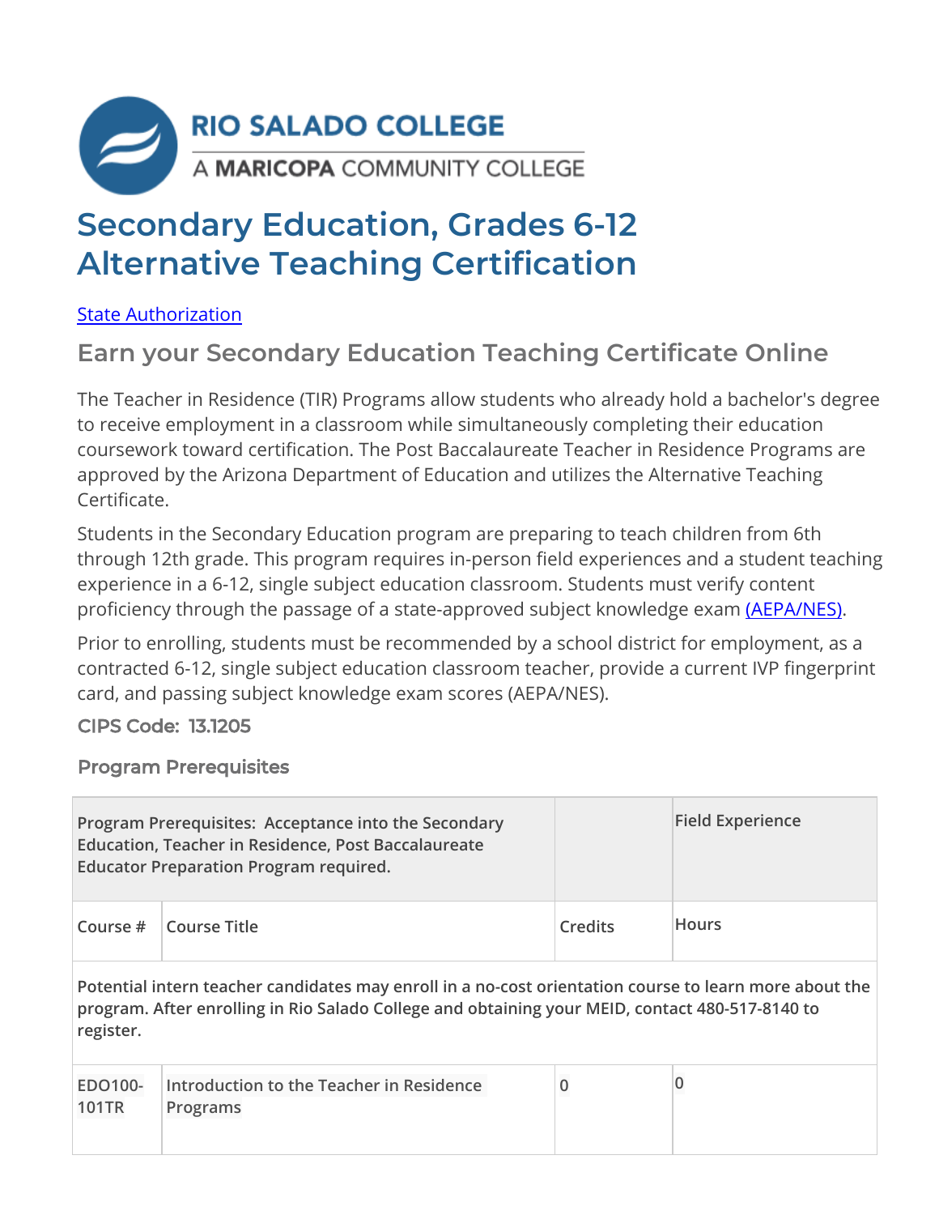RIO SALADO COLLEGE

A MARICOPA COMMUNITY COLLEGE

# Secondary Education, Grades 6-12 Alternative Teaching Certification

State Authorization

## Earn your Secondary Education Teaching Certificate Online

The Teacher in Residence (TIR) Programs allow students who already hold a bachelor's degree to receive employment in a classroom while simultaneously completing their education coursework toward certification. The Post Baccalaureate Teacher in Residence Programs are approved by the Arizona Department of Education and utilizes the Alternative Teaching Certificate.

Students in the Secondary Education program are preparing to teach children from 6th through 12th grade. This program requires in-person field experiences and a student teaching experience in a 6-12, single subject education classroom. Students must verify content proficiency through the passage of a state-approved subject knowledge exam (AEPA/NES).

Prior to enrolling, students must be recommended by a school district for employment, as a contracted 6-12, single subject education classroom teacher, provide a current IVP fingerprint card, and passing subject knowledge exam scores (AEPA/NES).

**CIPS Code: 13.1205**

### Program Prerequisites

| Program Prerequisites: Acceptance into the Secondary Education, Teacher in Residence, Post Baccalaureate Educator Preparation Program required. | | | Field Experience |
|---|---|---|---|
| Course # | Course Title | Credits | Hours |
| Potential intern teacher candidates may enroll in a no-cost orientation course to learn more about the program. After enrolling in Rio Salado College and obtaining your MEID, contact 480-517-8140 to register. | | | |
| EDO100-101TR | Introduction to the Teacher in Residence Programs | 0 | 0 |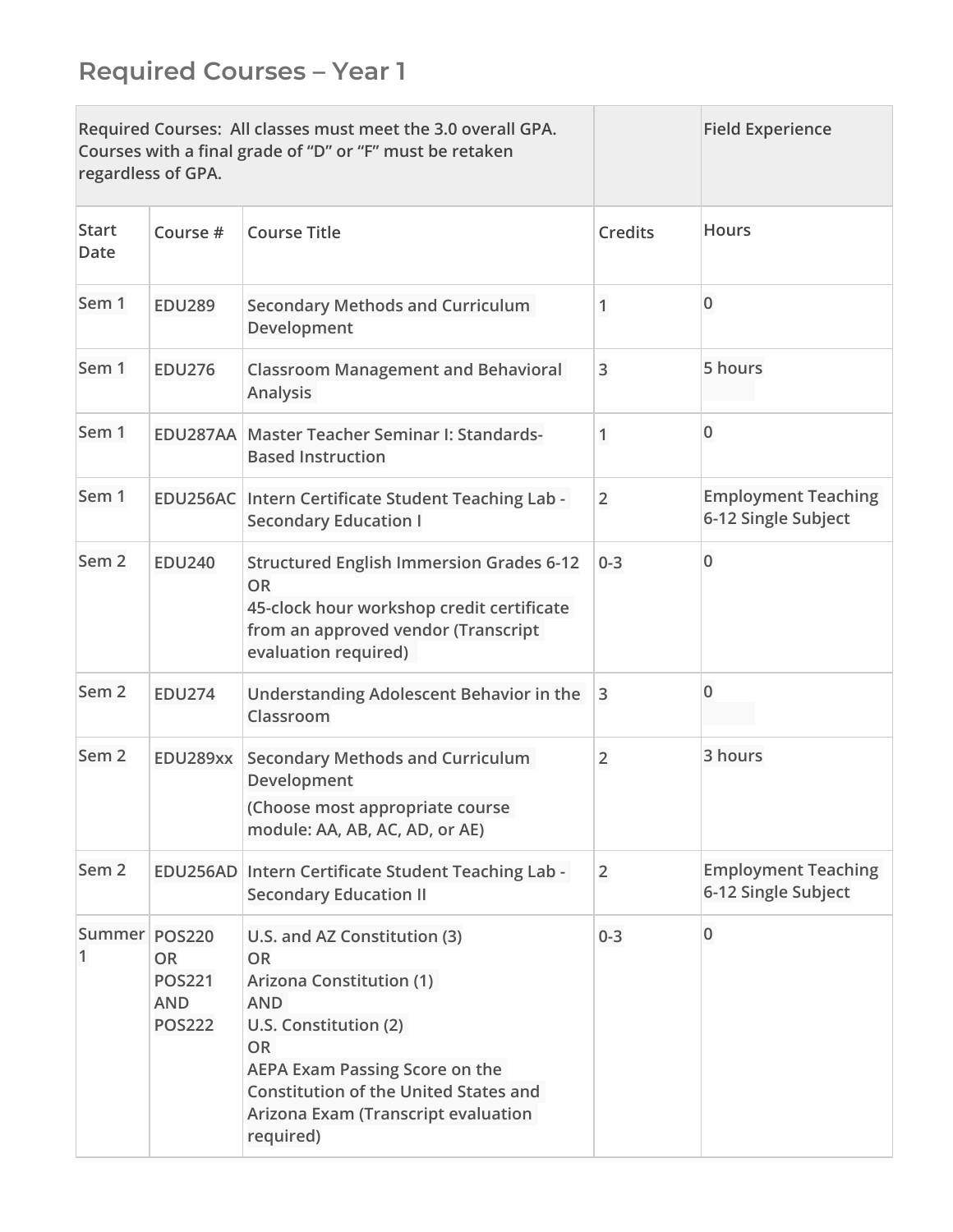## Required Courses – Year 1

| Required Courses: All classes must meet the 3.0 overall GPA. Courses with a final grade of "D" or "F" must be retaken regardless of GPA. | | | | Field Experience |
|---|---|---|---|---|
| Start Date | Course # | Course Title | Credits | Hours |
| Sem 1 | EDU289 | Secondary Methods and Curriculum Development | 1 | 0 |
| Sem 1 | EDU276 | Classroom Management and Behavioral Analysis | 3 | 5 hours |
| Sem 1 | EDU287AA | Master Teacher Seminar I: Standards-Based Instruction | 1 | 0 |
| Sem 1 | EDU256AC | Intern Certificate Student Teaching Lab - Secondary Education I | 2 | Employment Teaching 6-12 Single Subject |
| Sem 2 | EDU240 | Structured English Immersion Grades 6-12<br>OR<br>45-clock hour workshop credit certificate from an approved vendor (Transcript evaluation required) | 0-3 | 0 |
| Sem 2 | EDU274 | Understanding Adolescent Behavior in the Classroom | 3 | 0 |
| Sem 2 | EDU289xx | Secondary Methods and Curriculum Development<br>(Choose most appropriate course module: AA, AB, AC, AD, or AE) | 2 | 3 hours |
| Sem 2 | EDU256AD | Intern Certificate Student Teaching Lab - Secondary Education II | 2 | Employment Teaching 6-12 Single Subject |
| Summer 1 | POS220<br>OR<br>POS221<br>AND<br>POS222 | U.S. and AZ Constitution (3)<br>OR<br>Arizona Constitution (1)<br>AND<br>U.S. Constitution (2)<br>OR<br>AEPA Exam Passing Score on the Constitution of the United States and Arizona Exam (Transcript evaluation required) | 0-3 | 0 |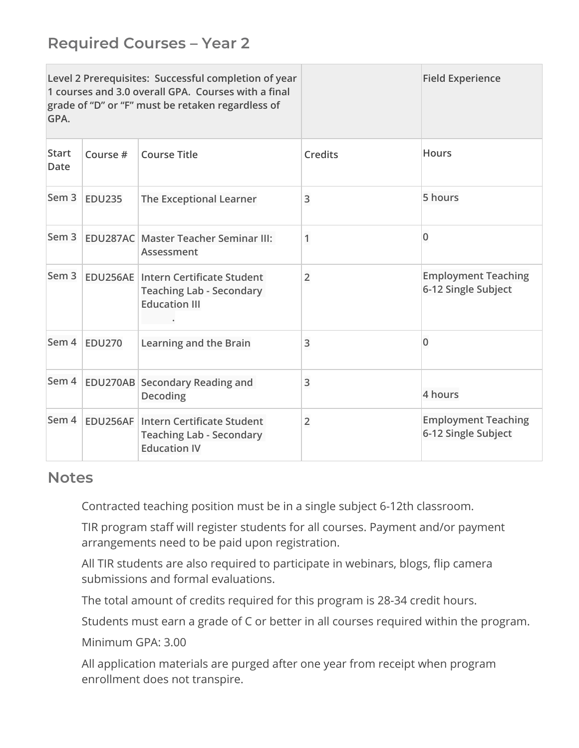## Required Courses – Year 2

| Level 2 Prerequisites: Successful completion of year 1 courses and 3.0 overall GPA. Courses with a final grade of "D" or "F" must be retaken regardless of GPA. | | | | Field Experience |
|---|---|---|---|---|
| Start Date | Course # | Course Title | Credits | Hours |
| Sem 3 | EDU235 | The Exceptional Learner | 3 | 5 hours |
| Sem 3 | EDU287AC | Master Teacher Seminar III: Assessment | 1 | 0 |
| Sem 3 | EDU256AE | Intern Certificate Student Teaching Lab - Secondary Education III . | 2 | Employment Teaching 6-12 Single Subject |
| Sem 4 | EDU270 | Learning and the Brain | 3 | 0 |
| Sem 4 | EDU270AB | Secondary Reading and Decoding | 3 | 4 hours |
| Sem 4 | EDU256AF | Intern Certificate Student Teaching Lab - Secondary Education IV | 2 | Employment Teaching 6-12 Single Subject |

## Notes

Contracted teaching position must be in a single subject 6-12th classroom.

TIR program staff will register students for all courses. Payment and/or payment arrangements need to be paid upon registration.

All TIR students are also required to participate in webinars, blogs, flip camera submissions and formal evaluations.

The total amount of credits required for this program is 28-34 credit hours.

Students must earn a grade of C or better in all courses required within the program.

Minimum GPA: 3.00

All application materials are purged after one year from receipt when program enrollment does not transpire.